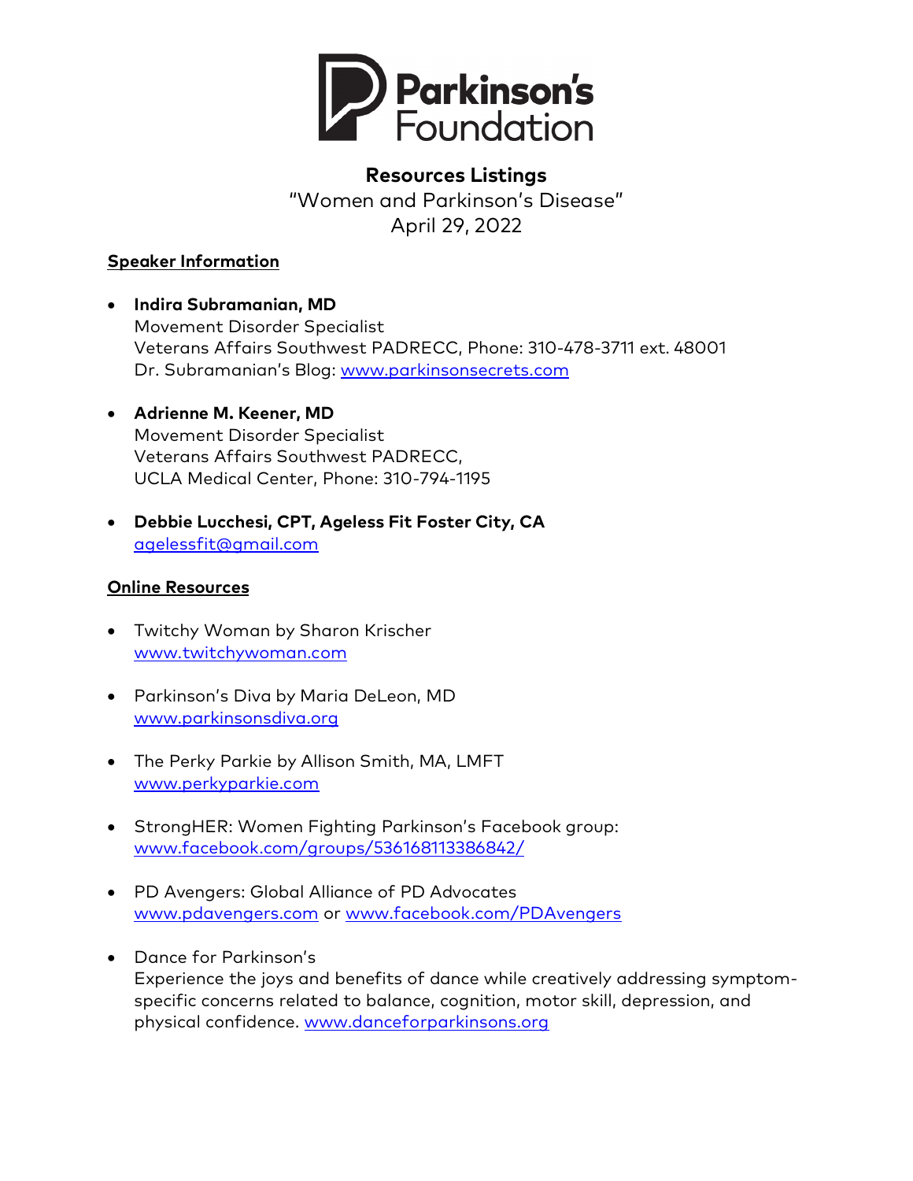Parkinson's Foundation

# Resources Listings

"Women and Parkinson's Disease"

April 29, 2022

## Speaker Information

- **Indira Subramanian, MD**
  Movement Disorder Specialist
  Veterans Affairs Southwest PADRECC, Phone: 310-478-3711 ext. 48001
  Dr. Subramanian's Blog: www.parkinsonsecrets.com

- **Adrienne M. Keener, MD**
  Movement Disorder Specialist
  Veterans Affairs Southwest PADRECC,
  UCLA Medical Center, Phone: 310-794-1195

- **Debbie Lucchesi, CPT, Ageless Fit Foster City, CA**
  agelessfit@gmail.com

## Online Resources

- Twitchy Woman by Sharon Krischer
  www.twitchywoman.com

- Parkinson's Diva by Maria DeLeon, MD
  www.parkinsonsdiva.org

- The Perky Parkie by Allison Smith, MA, LMFT
  www.perkyparkie.com

- StrongHER: Women Fighting Parkinson's Facebook group:
  www.facebook.com/groups/536168113386842/

- PD Avengers: Global Alliance of PD Advocates
  www.pdavengers.com or www.facebook.com/PDAvengers

- Dance for Parkinson's
  Experience the joys and benefits of dance while creatively addressing symptom-specific concerns related to balance, cognition, motor skill, depression, and physical confidence. www.danceforparkinsons.org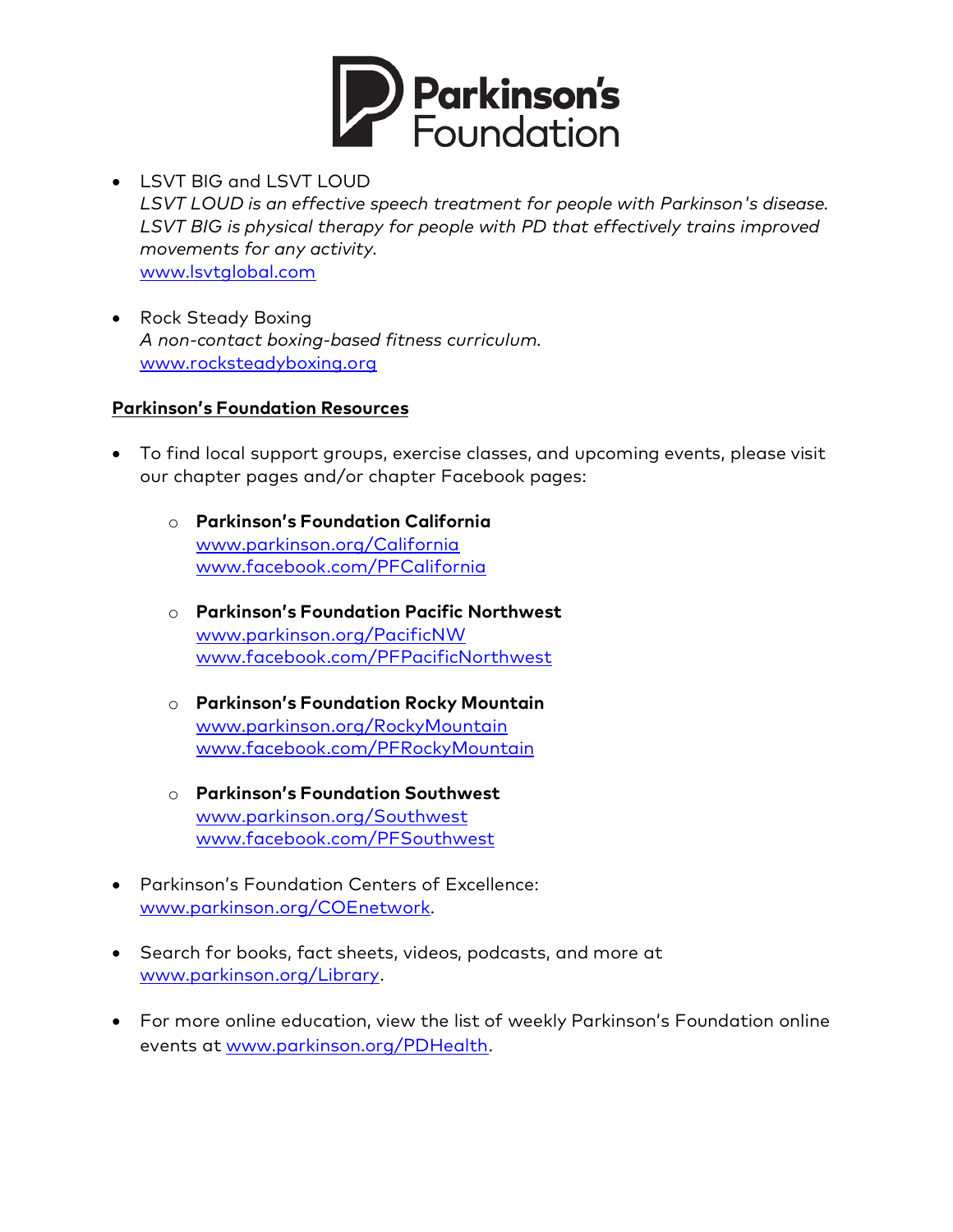- LSVT BIG and LSVT LOUD
  *LSVT LOUD is an effective speech treatment for people with Parkinson's disease. LSVT BIG is physical therapy for people with PD that effectively trains improved movements for any activity.*
  www.lsvtglobal.com

- Rock Steady Boxing
  *A non-contact boxing-based fitness curriculum.*
  www.rocksteadyboxing.org

**Parkinson's Foundation Resources**

- To find local support groups, exercise classes, and upcoming events, please visit our chapter pages and/or chapter Facebook pages:

  - **Parkinson's Foundation California**
    www.parkinson.org/California
    www.facebook.com/PFCalifornia

  - **Parkinson's Foundation Pacific Northwest**
    www.parkinson.org/PacificNW
    www.facebook.com/PFPacificNorthwest

  - **Parkinson's Foundation Rocky Mountain**
    www.parkinson.org/RockyMountain
    www.facebook.com/PFRockyMountain

  - **Parkinson's Foundation Southwest**
    www.parkinson.org/Southwest
    www.facebook.com/PFSouthwest

- Parkinson's Foundation Centers of Excellence: www.parkinson.org/COEnetwork.

- Search for books, fact sheets, videos, podcasts, and more at www.parkinson.org/Library.

- For more online education, view the list of weekly Parkinson's Foundation online events at www.parkinson.org/PDHealth.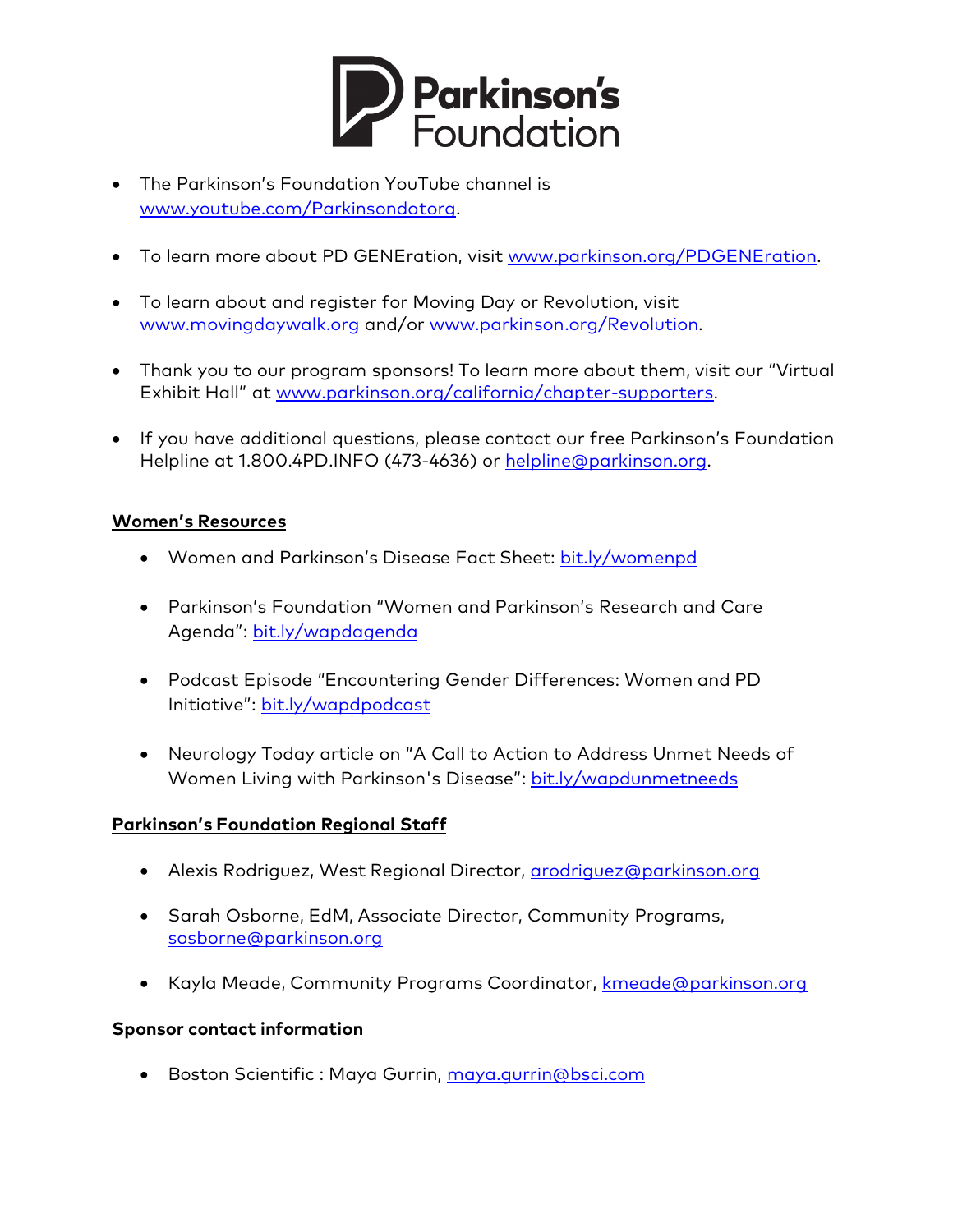- The Parkinson's Foundation YouTube channel is www.youtube.com/Parkinsondotorg.

- To learn more about PD GENEration, visit www.parkinson.org/PDGENEration.

- To learn about and register for Moving Day or Revolution, visit www.movingdaywalk.org and/or www.parkinson.org/Revolution.

- Thank you to our program sponsors! To learn more about them, visit our "Virtual Exhibit Hall" at www.parkinson.org/california/chapter-supporters.

- If you have additional questions, please contact our free Parkinson's Foundation Helpline at 1.800.4PD.INFO (473-4636) or helpline@parkinson.org.

**Women's Resources**

- Women and Parkinson's Disease Fact Sheet: bit.ly/womenpd

- Parkinson's Foundation "Women and Parkinson's Research and Care Agenda": bit.ly/wapdagenda

- Podcast Episode "Encountering Gender Differences: Women and PD Initiative": bit.ly/wapdpodcast

- Neurology Today article on "A Call to Action to Address Unmet Needs of Women Living with Parkinson's Disease": bit.ly/wapdunmetneeds

**Parkinson's Foundation Regional Staff**

- Alexis Rodriguez, West Regional Director, arodriguez@parkinson.org

- Sarah Osborne, EdM, Associate Director, Community Programs, sosborne@parkinson.org

- Kayla Meade, Community Programs Coordinator, kmeade@parkinson.org

**Sponsor contact information**

- Boston Scientific : Maya Gurrin, maya.gurrin@bsci.com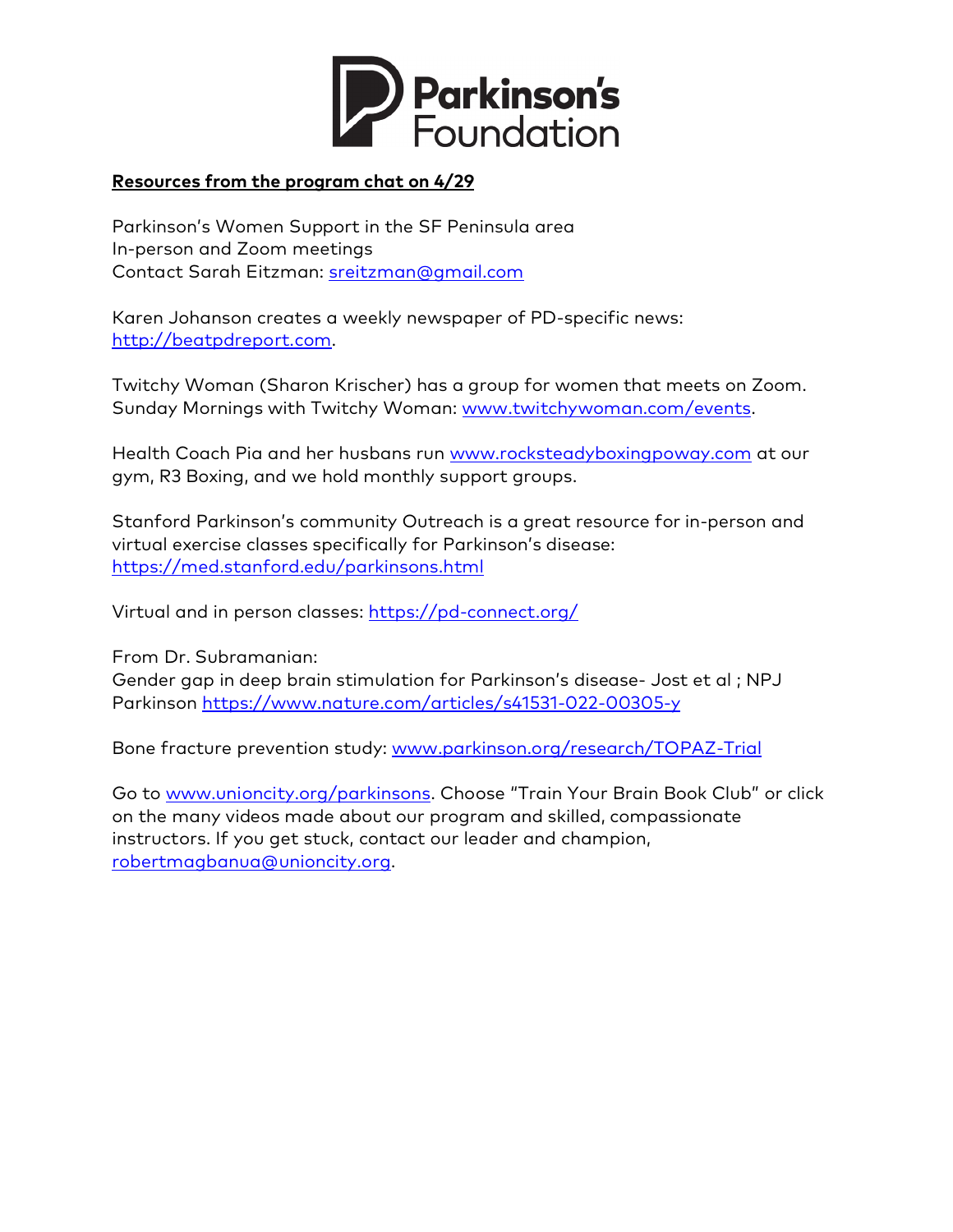Parkinson's Foundation

**Resources from the program chat on 4/29**

Parkinson's Women Support in the SF Peninsula area
In-person and Zoom meetings
Contact Sarah Eitzman: sreitzman@gmail.com

Karen Johanson creates a weekly newspaper of PD-specific news: http://beatpdreport.com.

Twitchy Woman (Sharon Krischer) has a group for women that meets on Zoom. Sunday Mornings with Twitchy Woman: www.twitchywoman.com/events.

Health Coach Pia and her husbans run www.rocksteadyboxingpoway.com at our gym, R3 Boxing, and we hold monthly support groups.

Stanford Parkinson's community Outreach is a great resource for in-person and virtual exercise classes specifically for Parkinson's disease: https://med.stanford.edu/parkinsons.html

Virtual and in person classes: https://pd-connect.org/

From Dr. Subramanian:
Gender gap in deep brain stimulation for Parkinson's disease- Jost et al ; NPJ Parkinson https://www.nature.com/articles/s41531-022-00305-y

Bone fracture prevention study: www.parkinson.org/research/TOPAZ-Trial

Go to www.unioncity.org/parkinsons. Choose "Train Your Brain Book Club" or click on the many videos made about our program and skilled, compassionate instructors. If you get stuck, contact our leader and champion, robertmagbanua@unioncity.org.